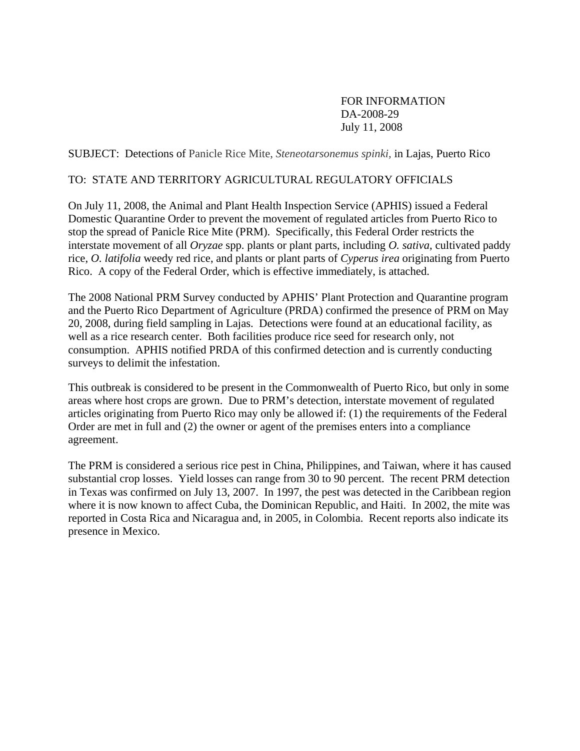FOR INFORMATION
DA-2008-29
July 11, 2008

SUBJECT: Detections of Panicle Rice Mite, *Steneotarsonemus spinki,* in Lajas, Puerto Rico

TO: STATE AND TERRITORY AGRICULTURAL REGULATORY OFFICIALS

On July 11, 2008, the Animal and Plant Health Inspection Service (APHIS) issued a Federal Domestic Quarantine Order to prevent the movement of regulated articles from Puerto Rico to stop the spread of Panicle Rice Mite (PRM). Specifically, this Federal Order restricts the interstate movement of all *Oryzae* spp. plants or plant parts, including *O. sativa*, cultivated paddy rice, *O. latifolia* weedy red rice, and plants or plant parts of *Cyperus irea* originating from Puerto Rico. A copy of the Federal Order, which is effective immediately, is attached.

The 2008 National PRM Survey conducted by APHIS' Plant Protection and Quarantine program and the Puerto Rico Department of Agriculture (PRDA) confirmed the presence of PRM on May 20, 2008, during field sampling in Lajas. Detections were found at an educational facility, as well as a rice research center. Both facilities produce rice seed for research only, not consumption. APHIS notified PRDA of this confirmed detection and is currently conducting surveys to delimit the infestation.

This outbreak is considered to be present in the Commonwealth of Puerto Rico, but only in some areas where host crops are grown. Due to PRM's detection, interstate movement of regulated articles originating from Puerto Rico may only be allowed if: (1) the requirements of the Federal Order are met in full and (2) the owner or agent of the premises enters into a compliance agreement.

The PRM is considered a serious rice pest in China, Philippines, and Taiwan, where it has caused substantial crop losses. Yield losses can range from 30 to 90 percent. The recent PRM detection in Texas was confirmed on July 13, 2007. In 1997, the pest was detected in the Caribbean region where it is now known to affect Cuba, the Dominican Republic, and Haiti. In 2002, the mite was reported in Costa Rica and Nicaragua and, in 2005, in Colombia. Recent reports also indicate its presence in Mexico.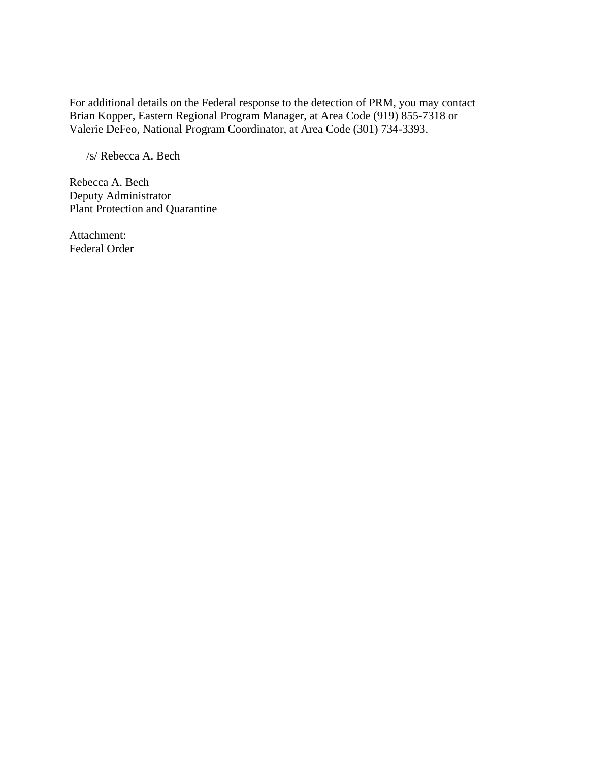For additional details on the Federal response to the detection of PRM, you may contact Brian Kopper, Eastern Regional Program Manager, at Area Code (919) 855-7318 or Valerie DeFeo, National Program Coordinator, at Area Code (301) 734-3393.

/s/ Rebecca A. Bech

Rebecca A. Bech
Deputy Administrator
Plant Protection and Quarantine

Attachment:
Federal Order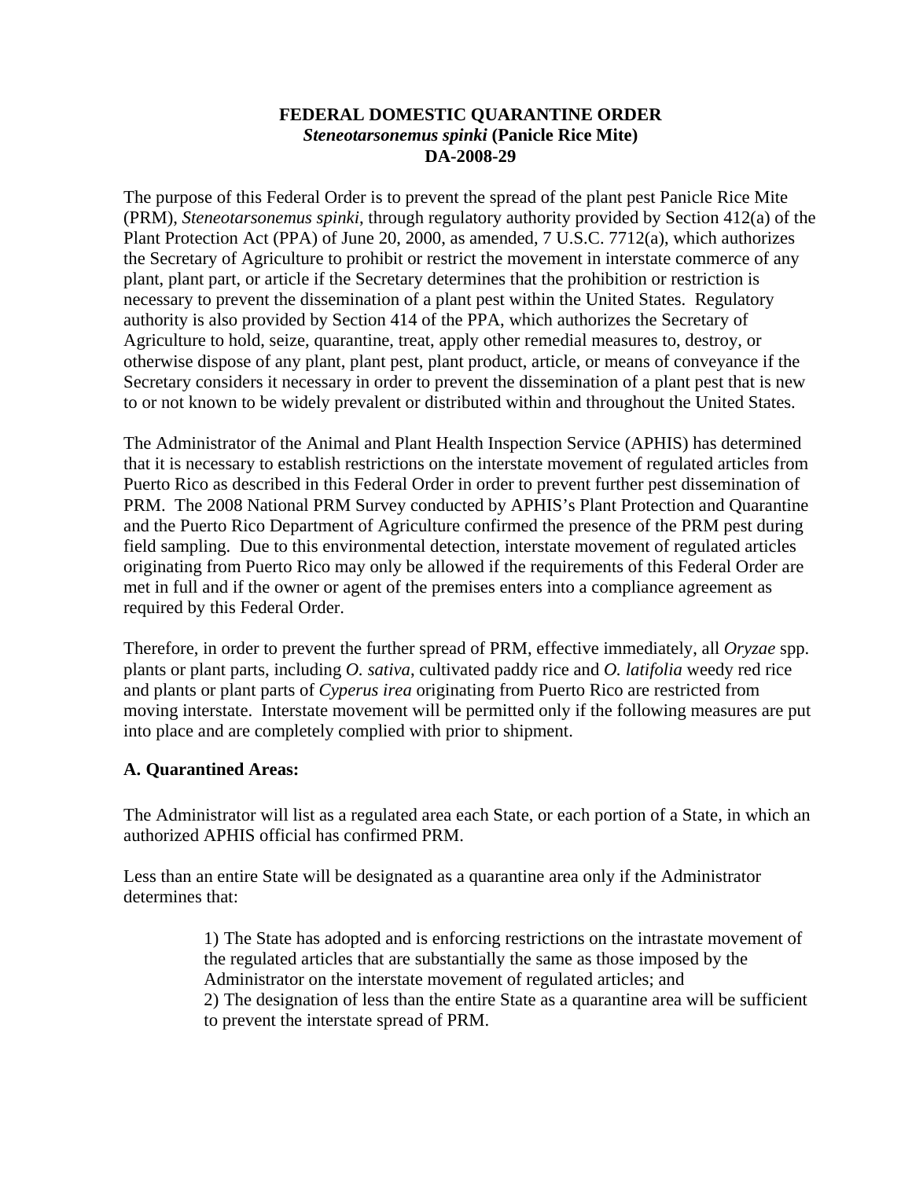**FEDERAL DOMESTIC QUARANTINE ORDER**
***Steneotarsonemus spinki* (Panicle Rice Mite)**
**DA-2008-29**

The purpose of this Federal Order is to prevent the spread of the plant pest Panicle Rice Mite (PRM), *Steneotarsonemus spinki*, through regulatory authority provided by Section 412(a) of the Plant Protection Act (PPA) of June 20, 2000, as amended, 7 U.S.C. 7712(a), which authorizes the Secretary of Agriculture to prohibit or restrict the movement in interstate commerce of any plant, plant part, or article if the Secretary determines that the prohibition or restriction is necessary to prevent the dissemination of a plant pest within the United States. Regulatory authority is also provided by Section 414 of the PPA, which authorizes the Secretary of Agriculture to hold, seize, quarantine, treat, apply other remedial measures to, destroy, or otherwise dispose of any plant, plant pest, plant product, article, or means of conveyance if the Secretary considers it necessary in order to prevent the dissemination of a plant pest that is new to or not known to be widely prevalent or distributed within and throughout the United States.

The Administrator of the Animal and Plant Health Inspection Service (APHIS) has determined that it is necessary to establish restrictions on the interstate movement of regulated articles from Puerto Rico as described in this Federal Order in order to prevent further pest dissemination of PRM. The 2008 National PRM Survey conducted by APHIS's Plant Protection and Quarantine and the Puerto Rico Department of Agriculture confirmed the presence of the PRM pest during field sampling. Due to this environmental detection, interstate movement of regulated articles originating from Puerto Rico may only be allowed if the requirements of this Federal Order are met in full and if the owner or agent of the premises enters into a compliance agreement as required by this Federal Order.

Therefore, in order to prevent the further spread of PRM, effective immediately, all *Oryzae* spp. plants or plant parts, including *O. sativa*, cultivated paddy rice and *O. latifolia* weedy red rice and plants or plant parts of *Cyperus irea* originating from Puerto Rico are restricted from moving interstate. Interstate movement will be permitted only if the following measures are put into place and are completely complied with prior to shipment.

**A. Quarantined Areas:**

The Administrator will list as a regulated area each State, or each portion of a State, in which an authorized APHIS official has confirmed PRM.

Less than an entire State will be designated as a quarantine area only if the Administrator determines that:

> 1) The State has adopted and is enforcing restrictions on the intrastate movement of the regulated articles that are substantially the same as those imposed by the Administrator on the interstate movement of regulated articles; and
> 2) The designation of less than the entire State as a quarantine area will be sufficient to prevent the interstate spread of PRM.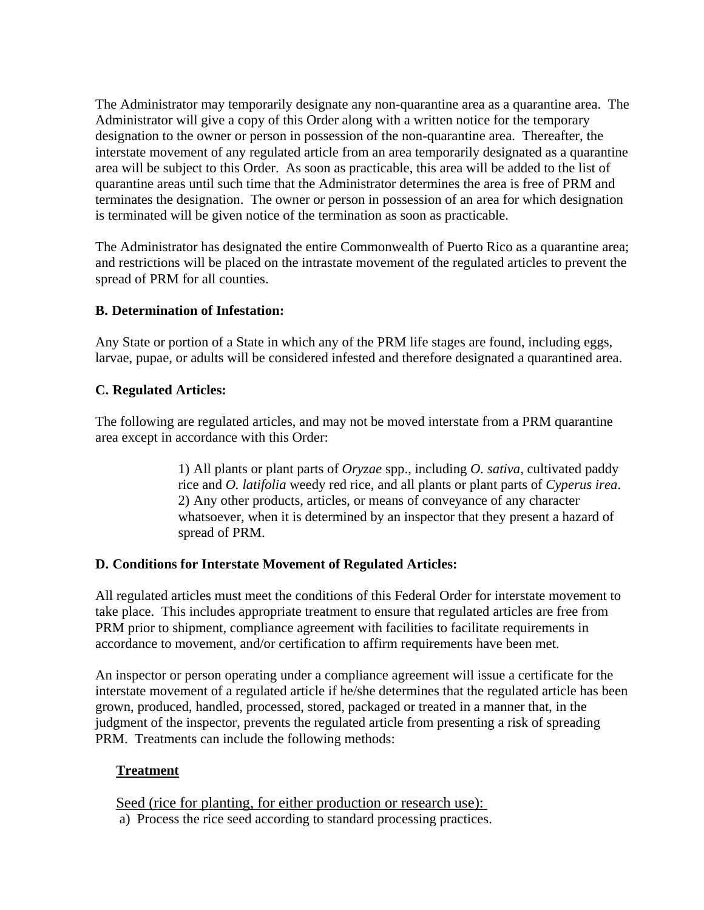The Administrator may temporarily designate any non-quarantine area as a quarantine area. The Administrator will give a copy of this Order along with a written notice for the temporary designation to the owner or person in possession of the non-quarantine area. Thereafter, the interstate movement of any regulated article from an area temporarily designated as a quarantine area will be subject to this Order. As soon as practicable, this area will be added to the list of quarantine areas until such time that the Administrator determines the area is free of PRM and terminates the designation. The owner or person in possession of an area for which designation is terminated will be given notice of the termination as soon as practicable.

The Administrator has designated the entire Commonwealth of Puerto Rico as a quarantine area; and restrictions will be placed on the intrastate movement of the regulated articles to prevent the spread of PRM for all counties.

**B. Determination of Infestation:**

Any State or portion of a State in which any of the PRM life stages are found, including eggs, larvae, pupae, or adults will be considered infested and therefore designated a quarantined area.

**C. Regulated Articles:**

The following are regulated articles, and may not be moved interstate from a PRM quarantine area except in accordance with this Order:

1) All plants or plant parts of *Oryzae* spp., including *O. sativa*, cultivated paddy rice and *O. latifolia* weedy red rice, and all plants or plant parts of *Cyperus irea*.
2) Any other products, articles, or means of conveyance of any character whatsoever, when it is determined by an inspector that they present a hazard of spread of PRM.

**D. Conditions for Interstate Movement of Regulated Articles:**

All regulated articles must meet the conditions of this Federal Order for interstate movement to take place. This includes appropriate treatment to ensure that regulated articles are free from PRM prior to shipment, compliance agreement with facilities to facilitate requirements in accordance to movement, and/or certification to affirm requirements have been met.

An inspector or person operating under a compliance agreement will issue a certificate for the interstate movement of a regulated article if he/she determines that the regulated article has been grown, produced, handled, processed, stored, packaged or treated in a manner that, in the judgment of the inspector, prevents the regulated article from presenting a risk of spreading PRM. Treatments can include the following methods:

**Treatment**

Seed (rice for planting, for either production or research use):

a) Process the rice seed according to standard processing practices.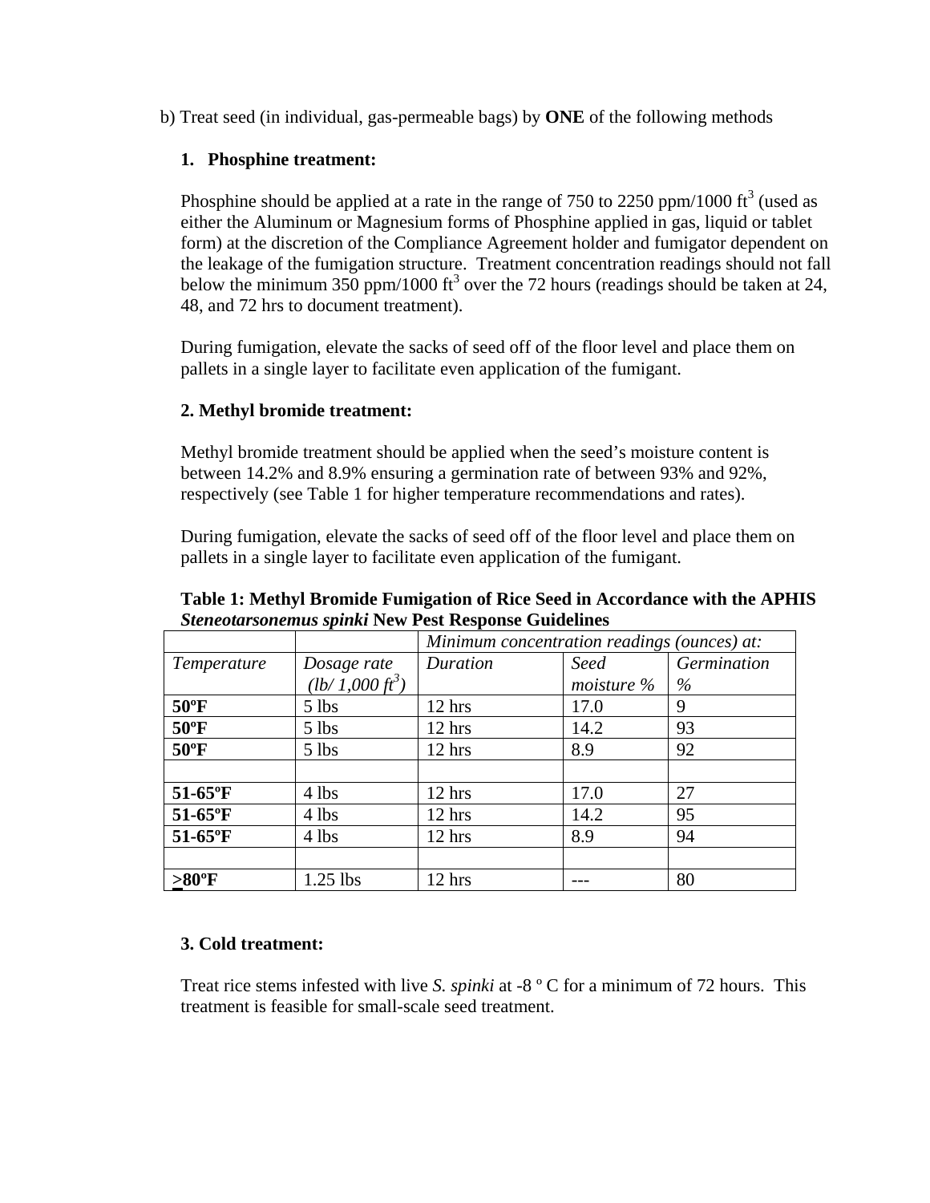b) Treat seed (in individual, gas-permeable bags) by **ONE** of the following methods

**1. Phosphine treatment:**

Phosphine should be applied at a rate in the range of 750 to 2250 ppm/1000 $ft^3$ (used as either the Aluminum or Magnesium forms of Phosphine applied in gas, liquid or tablet form) at the discretion of the Compliance Agreement holder and fumigator dependent on the leakage of the fumigation structure. Treatment concentration readings should not fall below the minimum 350 ppm/1000 $ft^3$ over the 72 hours (readings should be taken at 24, 48, and 72 hrs to document treatment).

During fumigation, elevate the sacks of seed off of the floor level and place them on pallets in a single layer to facilitate even application of the fumigant.

**2. Methyl bromide treatment:**

Methyl bromide treatment should be applied when the seed's moisture content is between 14.2% and 8.9% ensuring a germination rate of between 93% and 92%, respectively (see Table 1 for higher temperature recommendations and rates).

During fumigation, elevate the sacks of seed off of the floor level and place them on pallets in a single layer to facilitate even application of the fumigant.

**Table 1: Methyl Bromide Fumigation of Rice Seed in Accordance with the APHIS *Steneotarsonemus spinki* New Pest Response Guidelines**

| | | *Minimum concentration readings (ounces) at:* | | |
|---|---|---|---|---|
| *Temperature* | *Dosage rate (lb/ 1,000 $ft^3$)* | *Duration* | *Seed moisture %* | *Germination %* |
| **50ºF** | 5 lbs | 12 hrs | 17.0 | 9 |
| **50ºF** | 5 lbs | 12 hrs | 14.2 | 93 |
| **50ºF** | 5 lbs | 12 hrs | 8.9 | 92 |
| | | | | |
| **51-65ºF** | 4 lbs | 12 hrs | 17.0 | 27 |
| **51-65ºF** | 4 lbs | 12 hrs | 14.2 | 95 |
| **51-65ºF** | 4 lbs | 12 hrs | 8.9 | 94 |
| | | | | |
| **≥80ºF** | 1.25 lbs | 12 hrs | --- | 80 |

**3. Cold treatment:**

Treat rice stems infested with live *S. spinki* at -8 º C for a minimum of 72 hours. This treatment is feasible for small-scale seed treatment.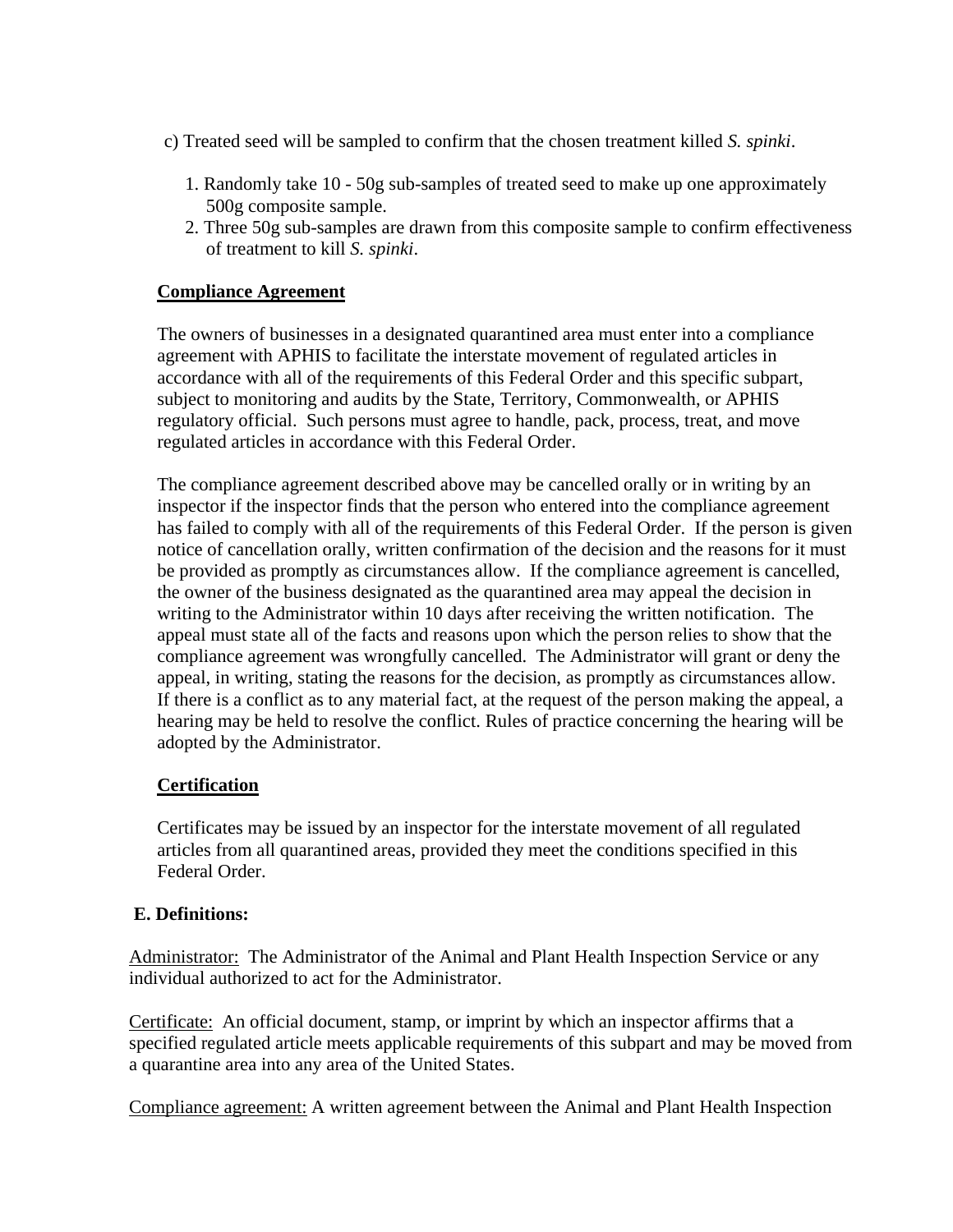c) Treated seed will be sampled to confirm that the chosen treatment killed *S. spinki*.

1. Randomly take 10 - 50g sub-samples of treated seed to make up one approximately 500g composite sample.
2. Three 50g sub-samples are drawn from this composite sample to confirm effectiveness of treatment to kill *S. spinki*.

**Compliance Agreement**

The owners of businesses in a designated quarantined area must enter into a compliance agreement with APHIS to facilitate the interstate movement of regulated articles in accordance with all of the requirements of this Federal Order and this specific subpart, subject to monitoring and audits by the State, Territory, Commonwealth, or APHIS regulatory official. Such persons must agree to handle, pack, process, treat, and move regulated articles in accordance with this Federal Order.

The compliance agreement described above may be cancelled orally or in writing by an inspector if the inspector finds that the person who entered into the compliance agreement has failed to comply with all of the requirements of this Federal Order. If the person is given notice of cancellation orally, written confirmation of the decision and the reasons for it must be provided as promptly as circumstances allow. If the compliance agreement is cancelled, the owner of the business designated as the quarantined area may appeal the decision in writing to the Administrator within 10 days after receiving the written notification. The appeal must state all of the facts and reasons upon which the person relies to show that the compliance agreement was wrongfully cancelled. The Administrator will grant or deny the appeal, in writing, stating the reasons for the decision, as promptly as circumstances allow. If there is a conflict as to any material fact, at the request of the person making the appeal, a hearing may be held to resolve the conflict. Rules of practice concerning the hearing will be adopted by the Administrator.

**Certification**

Certificates may be issued by an inspector for the interstate movement of all regulated articles from all quarantined areas, provided they meet the conditions specified in this Federal Order.

**E. Definitions:**

Administrator: The Administrator of the Animal and Plant Health Inspection Service or any individual authorized to act for the Administrator.

Certificate: An official document, stamp, or imprint by which an inspector affirms that a specified regulated article meets applicable requirements of this subpart and may be moved from a quarantine area into any area of the United States.

Compliance agreement: A written agreement between the Animal and Plant Health Inspection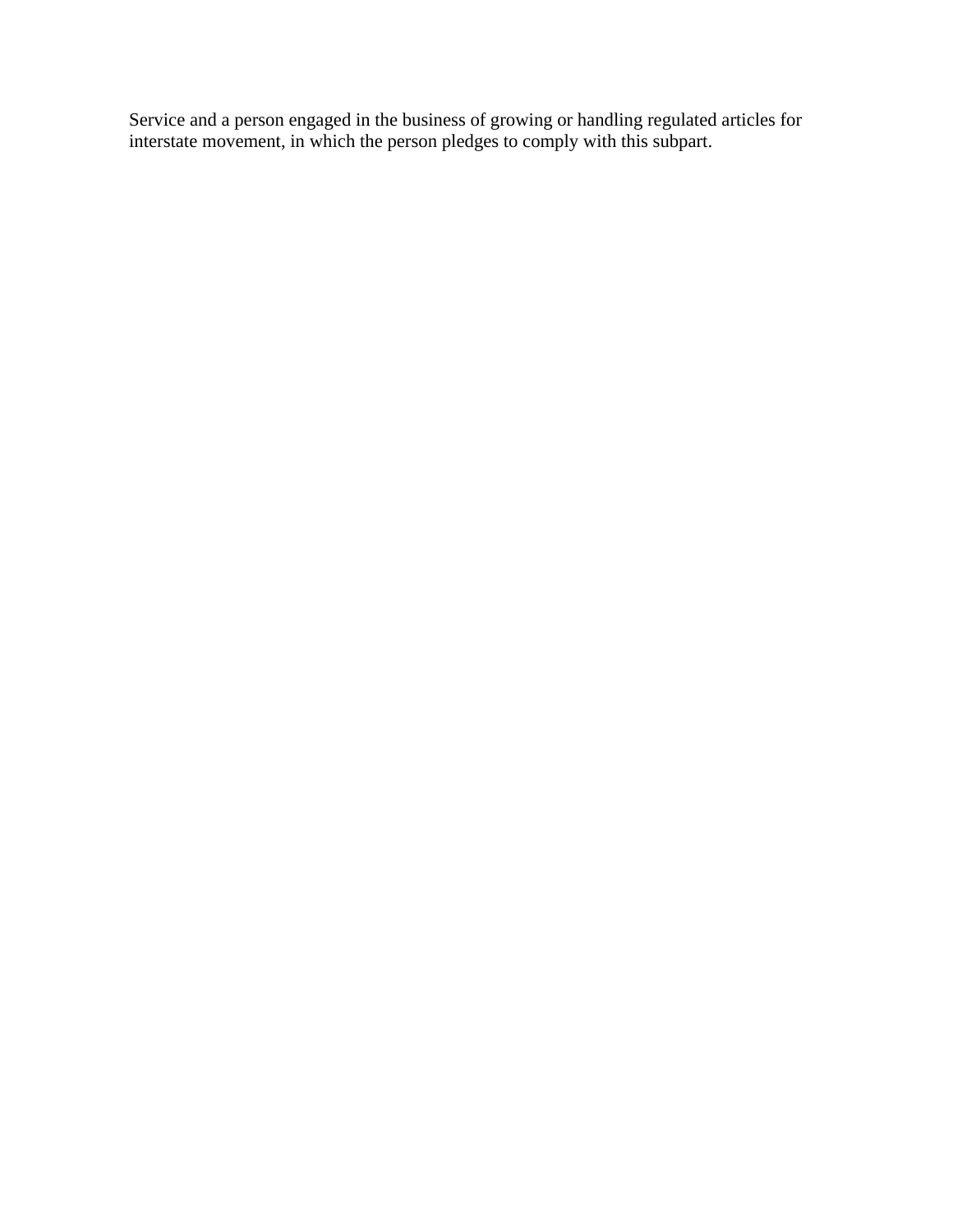Service and a person engaged in the business of growing or handling regulated articles for interstate movement, in which the person pledges to comply with this subpart.